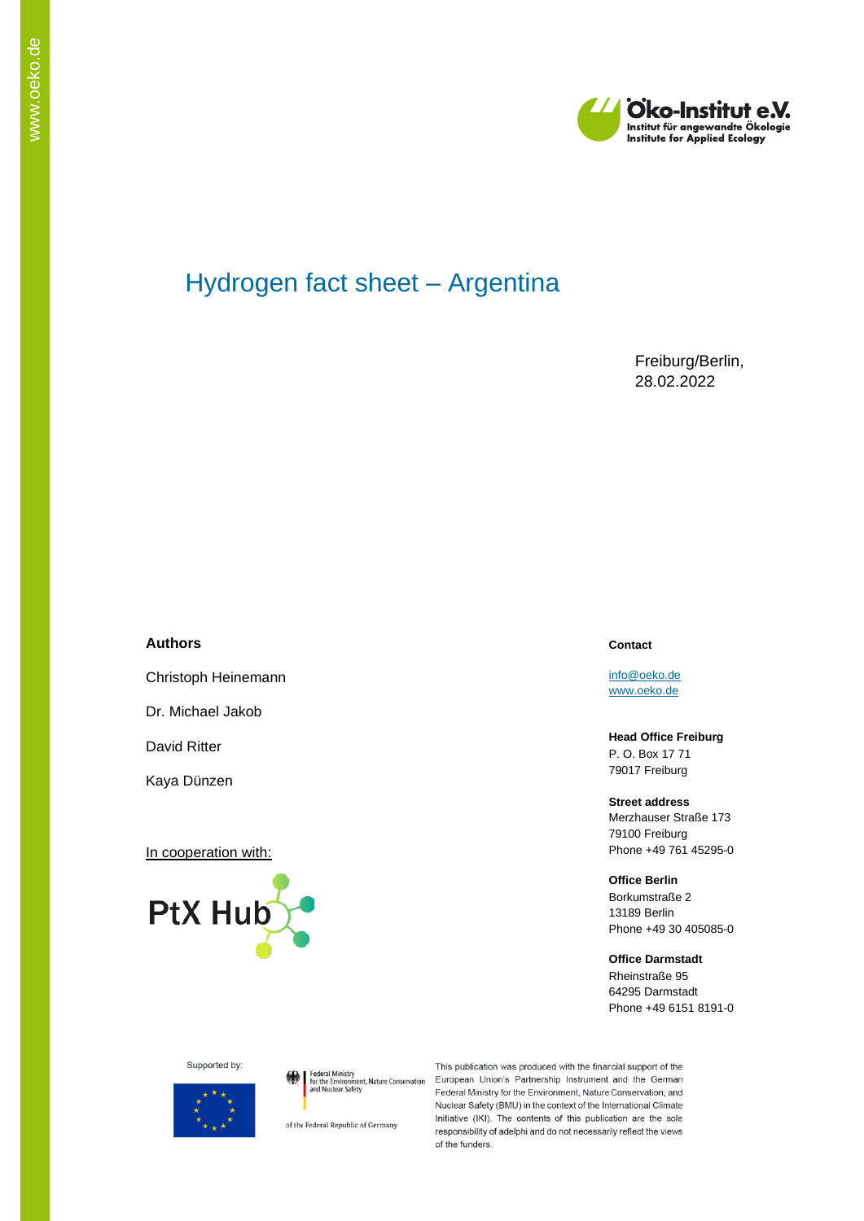# Hydrogen fact sheet – Argentina

Freiburg/Berlin,
28.02.2022

**Authors**

Christoph Heinemann

Dr. Michael Jakob

David Ritter

Kaya Dünzen

In cooperation with:

**Contact**

info@oeko.de
www.oeko.de

**Head Office Freiburg**
P. O. Box 17 71
79017 Freiburg

**Street address**
Merzhauser Straße 173
79100 Freiburg
Phone +49 761 45295-0

**Office Berlin**
Borkumstraße 2
13189 Berlin
Phone +49 30 405085-0

**Office Darmstadt**
Rheinstraße 95
64295 Darmstadt
Phone +49 6151 8191-0

Supported by:

Federal Ministry for the Environment, Nature Conservation and Nuclear Safety

of the Federal Republic of Germany

This publication was produced with the financial support of the European Union's Partnership Instrument and the German Federal Ministry for the Environment, Nature Conservation, and Nuclear Safety (BMU) in the context of the International Climate Initiative (IKI). The contents of this publication are the sole responsibility of adelphi and do not necessarily reflect the views of the funders.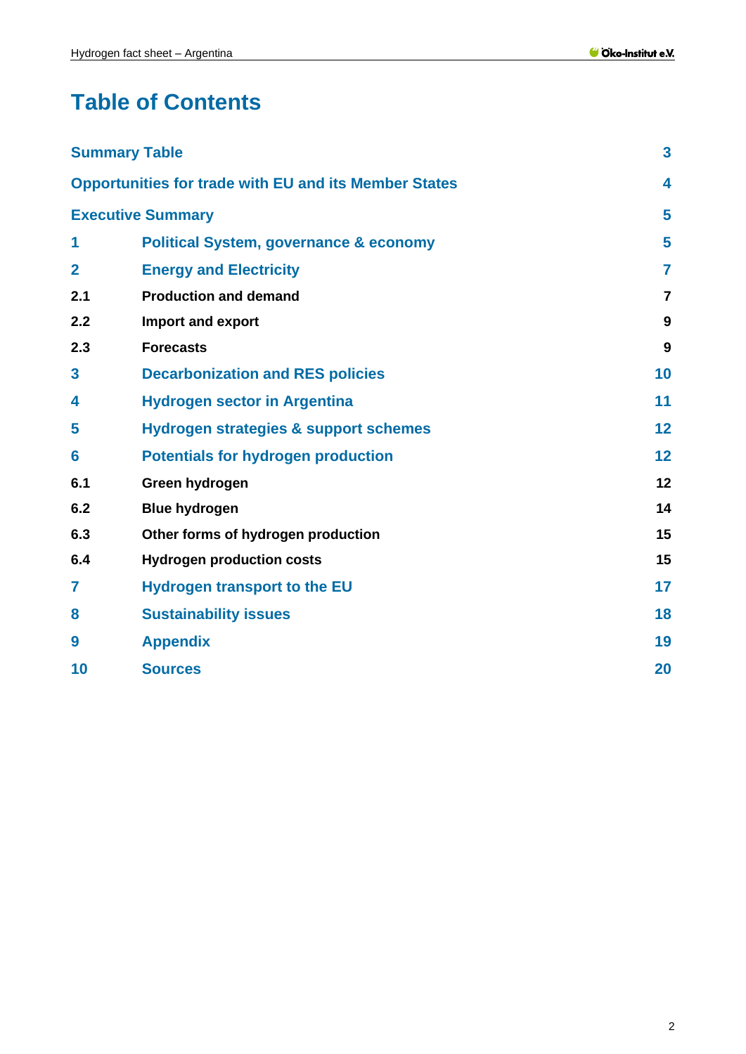# Table of Contents

| | | |
|---|---|---|
| **Summary Table** | | **3** |
| **Opportunities for trade with EU and its Member States** | | **4** |
| **Executive Summary** | | **5** |
| **1** | **Political System, governance & economy** | **5** |
| **2** | **Energy and Electricity** | **7** |
| **2.1** | **Production and demand** | **7** |
| **2.2** | **Import and export** | **9** |
| **2.3** | **Forecasts** | **9** |
| **3** | **Decarbonization and RES policies** | **10** |
| **4** | **Hydrogen sector in Argentina** | **11** |
| **5** | **Hydrogen strategies & support schemes** | **12** |
| **6** | **Potentials for hydrogen production** | **12** |
| **6.1** | **Green hydrogen** | **12** |
| **6.2** | **Blue hydrogen** | **14** |
| **6.3** | **Other forms of hydrogen production** | **15** |
| **6.4** | **Hydrogen production costs** | **15** |
| **7** | **Hydrogen transport to the EU** | **17** |
| **8** | **Sustainability issues** | **18** |
| **9** | **Appendix** | **19** |
| **10** | **Sources** | **20** |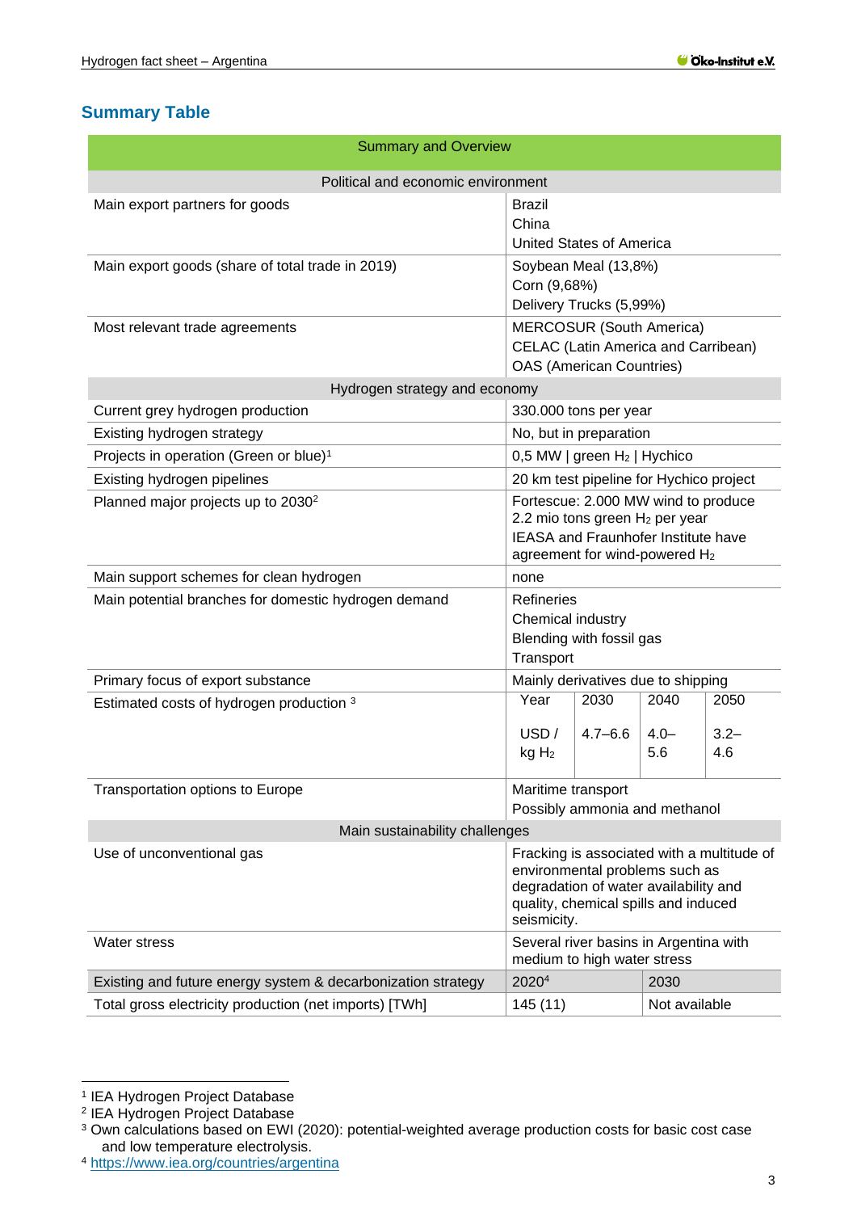## Summary Table

| Summary and Overview | | | | |
|---|---|---|---|---|
| **Political and economic environment** | | | | |
| Main export partners for goods | Brazil<br>China<br>United States of America | | | |
| Main export goods (share of total trade in 2019) | Soybean Meal (13,8%)<br>Corn (9,68%)<br>Delivery Trucks (5,99%) | | | |
| Most relevant trade agreements | MERCOSUR (South America)<br>CELAC (Latin America and Carribean)<br>OAS (American Countries) | | | |
| **Hydrogen strategy and economy** | | | | |
| Current grey hydrogen production | 330.000 tons per year | | | |
| Existing hydrogen strategy | No, but in preparation | | | |
| Projects in operation (Green or blue)[1] | 0,5 MW \| green $H_2$ \| Hychico | | | |
| Existing hydrogen pipelines | 20 km test pipeline for Hychico project | | | |
| Planned major projects up to 2030[2] | Fortescue: 2.000 MW wind to produce 2.2 mio tons green $H_2$ per year<br>IEASA and Fraunhofer Institute have agreement for wind-powered $H_2$ | | | |
| Main support schemes for clean hydrogen | none | | | |
| Main potential branches for domestic hydrogen demand | Refineries<br>Chemical industry<br>Blending with fossil gas<br>Transport | | | |
| Primary focus of export substance | Mainly derivatives due to shipping | | | |
| Estimated costs of hydrogen production [3] | Year | 2030 | 2040 | 2050 |
| | USD / kg $H_2$ | 4.7–6.6 | 4.0–5.6 | 3.2–4.6 |
| Transportation options to Europe | Maritime transport<br>Possibly ammonia and methanol | | | |
| **Main sustainability challenges** | | | | |
| Use of unconventional gas | Fracking is associated with a multitude of environmental problems such as degradation of water availability and quality, chemical spills and induced seismicity. | | | |
| Water stress | Several river basins in Argentina with medium to high water stress | | | |
| **Existing and future energy system & decarbonization strategy** | 2020[4] | | 2030 | |
| Total gross electricity production (net imports) [TWh] | 145 (11) | | Not available | |

[1] IEA Hydrogen Project Database

[2] IEA Hydrogen Project Database

[3] Own calculations based on EWI (2020): potential-weighted average production costs for basic cost case and low temperature electrolysis.

[4] https://www.iea.org/countries/argentina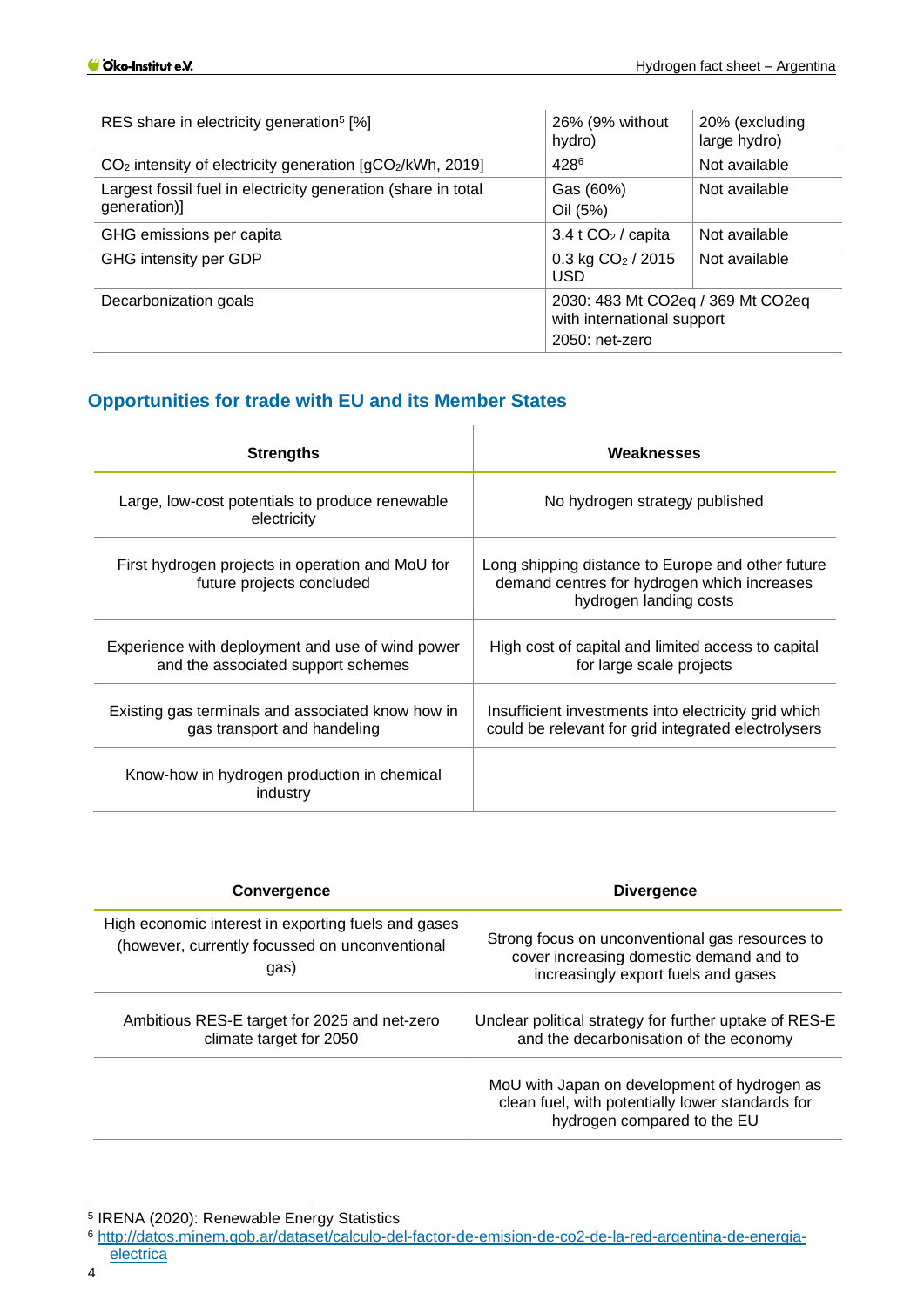| | | |
|---|---|---|
| RES share in electricity generation[5] [%] | 26% (9% without hydro) | 20% (excluding large hydro) |
| $CO_2$ intensity of electricity generation [$gCO_2$/kWh, 2019] | 428[6] | Not available |
| Largest fossil fuel in electricity generation (share in total generation)] | Gas (60%)<br>Oil (5%) | Not available |
| GHG emissions per capita | 3.4 t $CO_2$ / capita | Not available |
| GHG intensity per GDP | 0.3 kg $CO_2$ / 2015 USD | Not available |
| Decarbonization goals | 2030: 483 Mt CO2eq / 369 Mt CO2eq with international support<br>2050: net-zero | |

## Opportunities for trade with EU and its Member States

| Strengths | Weaknesses |
|---|---|
| Large, low-cost potentials to produce renewable electricity | No hydrogen strategy published |
| First hydrogen projects in operation and MoU for future projects concluded | Long shipping distance to Europe and other future demand centres for hydrogen which increases hydrogen landing costs |
| Experience with deployment and use of wind power and the associated support schemes | High cost of capital and limited access to capital for large scale projects |
| Existing gas terminals and associated know how in gas transport and handeling | Insufficient investments into electricity grid which could be relevant for grid integrated electrolysers |
| Know-how in hydrogen production in chemical industry | |

| Convergence | Divergence |
|---|---|
| High economic interest in exporting fuels and gases (however, currently focussed on unconventional gas) | Strong focus on unconventional gas resources to cover increasing domestic demand and to increasingly export fuels and gases |
| Ambitious RES-E target for 2025 and net-zero climate target for 2050 | Unclear political strategy for further uptake of RES-E and the decarbonisation of the economy |
| | MoU with Japan on development of hydrogen as clean fuel, with potentially lower standards for hydrogen compared to the EU |

[5] IRENA (2020): Renewable Energy Statistics

[6] http://datos.minem.gob.ar/dataset/calculo-del-factor-de-emision-de-co2-de-la-red-argentina-de-energia-electrica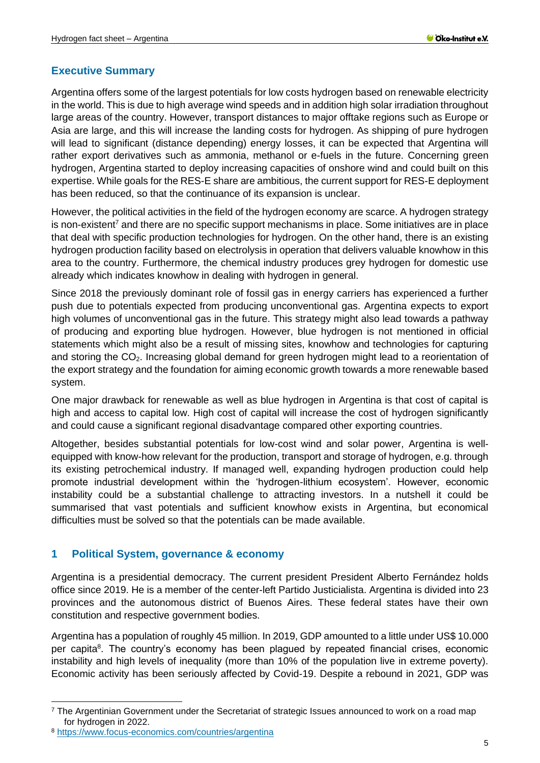## Executive Summary

Argentina offers some of the largest potentials for low costs hydrogen based on renewable electricity in the world. This is due to high average wind speeds and in addition high solar irradiation throughout large areas of the country. However, transport distances to major offtake regions such as Europe or Asia are large, and this will increase the landing costs for hydrogen. As shipping of pure hydrogen will lead to significant (distance depending) energy losses, it can be expected that Argentina will rather export derivatives such as ammonia, methanol or e-fuels in the future. Concerning green hydrogen, Argentina started to deploy increasing capacities of onshore wind and could built on this expertise. While goals for the RES-E share are ambitious, the current support for RES-E deployment has been reduced, so that the continuance of its expansion is unclear.

However, the political activities in the field of the hydrogen economy are scarce. A hydrogen strategy is non-existent[7] and there are no specific support mechanisms in place. Some initiatives are in place that deal with specific production technologies for hydrogen. On the other hand, there is an existing hydrogen production facility based on electrolysis in operation that delivers valuable knowhow in this area to the country. Furthermore, the chemical industry produces grey hydrogen for domestic use already which indicates knowhow in dealing with hydrogen in general.

Since 2018 the previously dominant role of fossil gas in energy carriers has experienced a further push due to potentials expected from producing unconventional gas. Argentina expects to export high volumes of unconventional gas in the future. This strategy might also lead towards a pathway of producing and exporting blue hydrogen. However, blue hydrogen is not mentioned in official statements which might also be a result of missing sites, knowhow and technologies for capturing and storing the $CO_2$. Increasing global demand for green hydrogen might lead to a reorientation of the export strategy and the foundation for aiming economic growth towards a more renewable based system.

One major drawback for renewable as well as blue hydrogen in Argentina is that cost of capital is high and access to capital low. High cost of capital will increase the cost of hydrogen significantly and could cause a significant regional disadvantage compared other exporting countries.

Altogether, besides substantial potentials for low-cost wind and solar power, Argentina is well-equipped with know-how relevant for the production, transport and storage of hydrogen, e.g. through its existing petrochemical industry. If managed well, expanding hydrogen production could help promote industrial development within the 'hydrogen-lithium ecosystem'. However, economic instability could be a substantial challenge to attracting investors. In a nutshell it could be summarised that vast potentials and sufficient knowhow exists in Argentina, but economical difficulties must be solved so that the potentials can be made available.

## 1 Political System, governance & economy

Argentina is a presidential democracy. The current president President Alberto Fernández holds office since 2019. He is a member of the center-left Partido Justicialista. Argentina is divided into 23 provinces and the autonomous district of Buenos Aires. These federal states have their own constitution and respective government bodies.

Argentina has a population of roughly 45 million. In 2019, GDP amounted to a little under US$ 10.000 per capita[8]. The country's economy has been plagued by repeated financial crises, economic instability and high levels of inequality (more than 10% of the population live in extreme poverty). Economic activity has been seriously affected by Covid-19. Despite a rebound in 2021, GDP was

[7] The Argentinian Government under the Secretariat of strategic Issues announced to work on a road map for hydrogen in 2022.

[8] https://www.focus-economics.com/countries/argentina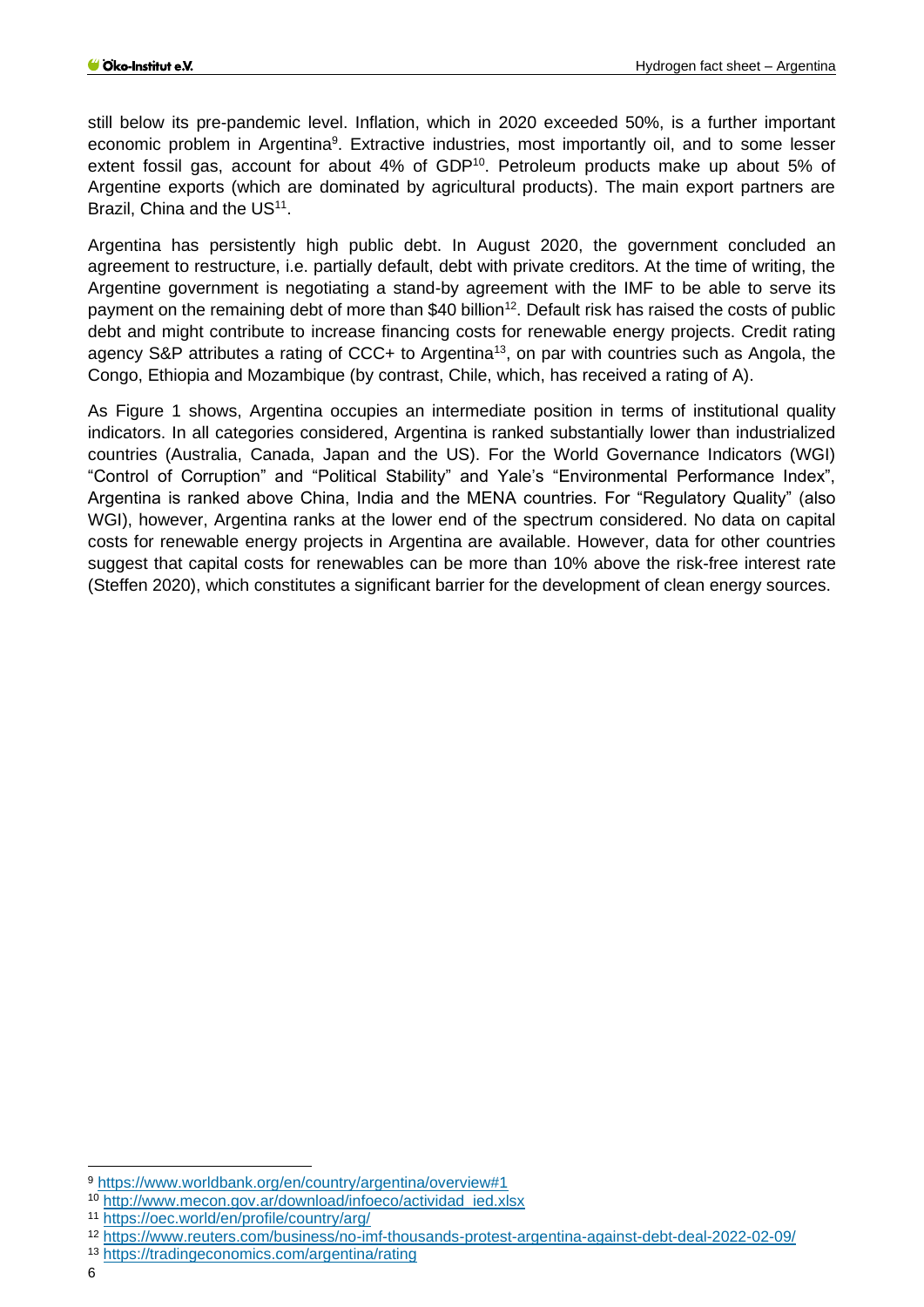still below its pre-pandemic level. Inflation, which in 2020 exceeded 50%, is a further important economic problem in Argentina[9]. Extractive industries, most importantly oil, and to some lesser extent fossil gas, account for about 4% of GDP[10]. Petroleum products make up about 5% of Argentine exports (which are dominated by agricultural products). The main export partners are Brazil, China and the US[11].

Argentina has persistently high public debt. In August 2020, the government concluded an agreement to restructure, i.e. partially default, debt with private creditors. At the time of writing, the Argentine government is negotiating a stand-by agreement with the IMF to be able to serve its payment on the remaining debt of more than $40 billion[12]. Default risk has raised the costs of public debt and might contribute to increase financing costs for renewable energy projects. Credit rating agency S&P attributes a rating of CCC+ to Argentina[13], on par with countries such as Angola, the Congo, Ethiopia and Mozambique (by contrast, Chile, which, has received a rating of A).

As Figure 1 shows, Argentina occupies an intermediate position in terms of institutional quality indicators. In all categories considered, Argentina is ranked substantially lower than industrialized countries (Australia, Canada, Japan and the US). For the World Governance Indicators (WGI) "Control of Corruption" and "Political Stability" and Yale's "Environmental Performance Index", Argentina is ranked above China, India and the MENA countries. For "Regulatory Quality" (also WGI), however, Argentina ranks at the lower end of the spectrum considered. No data on capital costs for renewable energy projects in Argentina are available. However, data for other countries suggest that capital costs for renewables can be more than 10% above the risk-free interest rate (Steffen 2020), which constitutes a significant barrier for the development of clean energy sources.

---

[9] https://www.worldbank.org/en/country/argentina/overview#1

[10] http://www.mecon.gov.ar/download/infoeco/actividad_ied.xlsx

[11] https://oec.world/en/profile/country/arg/

[12] https://www.reuters.com/business/no-imf-thousands-protest-argentina-against-debt-deal-2022-02-09/

[13] https://tradingeconomics.com/argentina/rating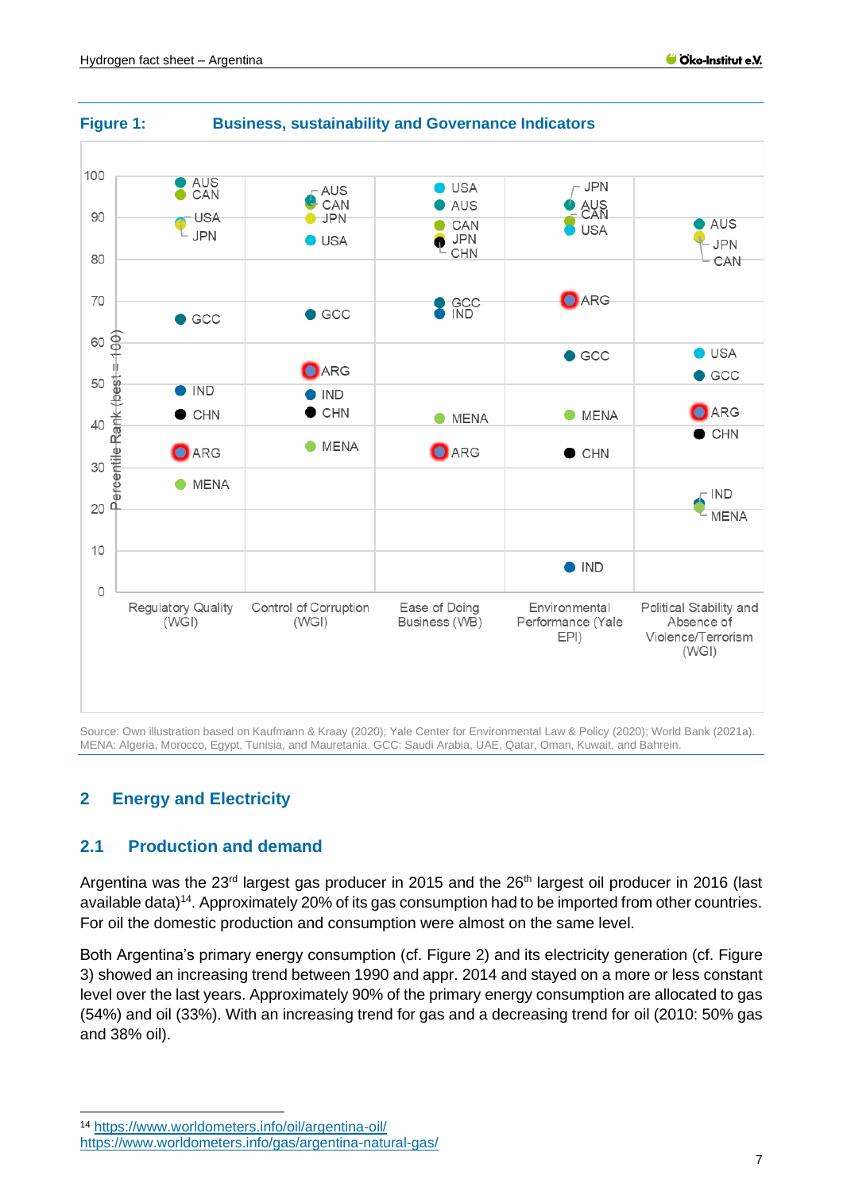**Figure 1: Business, sustainability and Governance Indicators**

Source: Own illustration based on Kaufmann & Kraay (2020); Yale Center for Environmental Law & Policy (2020); World Bank (2021a). MENA: Algeria, Morocco, Egypt, Tunisia, and Mauretania. GCC: Saudi Arabia, UAE, Qatar, Oman, Kuwait, and Bahrein.

## 2 Energy and Electricity

### 2.1 Production and demand

Argentina was the 23rd largest gas producer in 2015 and the 26th largest oil producer in 2016 (last available data)[14]. Approximately 20% of its gas consumption had to be imported from other countries. For oil the domestic production and consumption were almost on the same level.

Both Argentina's primary energy consumption (cf. Figure 2) and its electricity generation (cf. Figure 3) showed an increasing trend between 1990 and appr. 2014 and stayed on a more or less constant level over the last years. Approximately 90% of the primary energy consumption are allocated to gas (54%) and oil (33%). With an increasing trend for gas and a decreasing trend for oil (2010: 50% gas and 38% oil).

---

[14] https://www.worldometers.info/oil/argentina-oil/
https://www.worldometers.info/gas/argentina-natural-gas/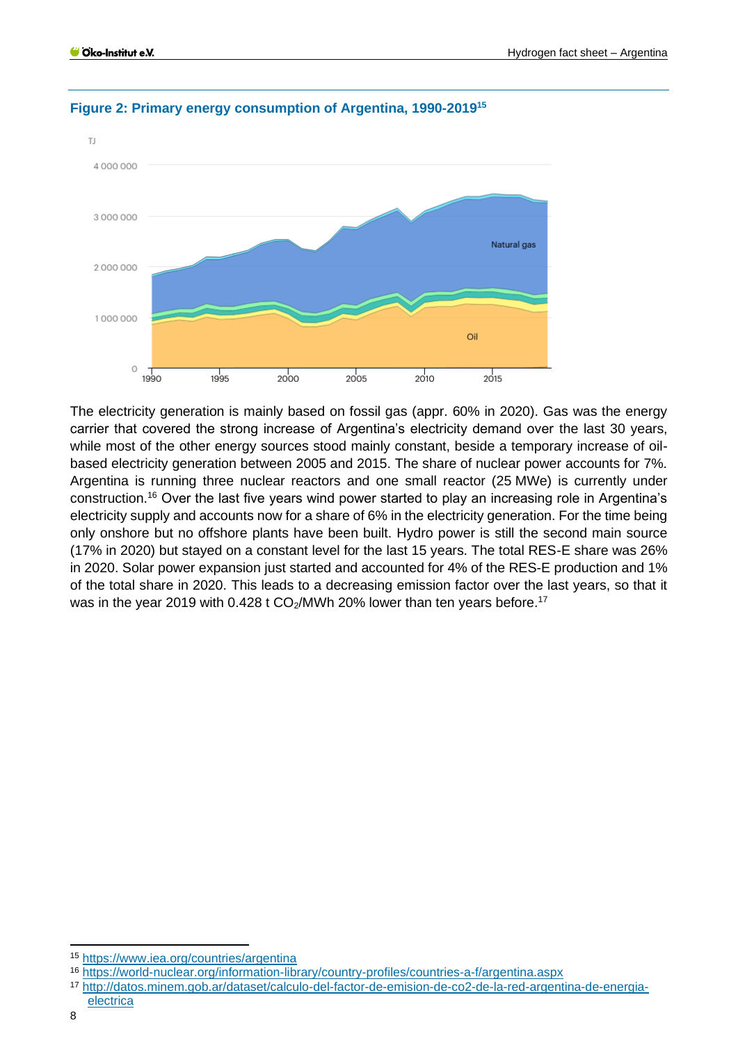**Figure 2: Primary energy consumption of Argentina, 1990-2019**[15]

The electricity generation is mainly based on fossil gas (appr. 60% in 2020). Gas was the energy carrier that covered the strong increase of Argentina's electricity demand over the last 30 years, while most of the other energy sources stood mainly constant, beside a temporary increase of oil-based electricity generation between 2005 and 2015. The share of nuclear power accounts for 7%. Argentina is running three nuclear reactors and one small reactor (25 MWe) is currently under construction.[16] Over the last five years wind power started to play an increasing role in Argentina's electricity supply and accounts now for a share of 6% in the electricity generation. For the time being only onshore but no offshore plants have been built. Hydro power is still the second main source (17% in 2020) but stayed on a constant level for the last 15 years. The total RES-E share was 26% in 2020. Solar power expansion just started and accounted for 4% of the RES-E production and 1% of the total share in 2020. This leads to a decreasing emission factor over the last years, so that it was in the year 2019 with 0.428 t $CO_2$/MWh 20% lower than ten years before.[17]

---

[15] https://www.iea.org/countries/argentina

[16] https://world-nuclear.org/information-library/country-profiles/countries-a-f/argentina.aspx

[17] http://datos.minem.gob.ar/dataset/calculo-del-factor-de-emision-de-co2-de-la-red-argentina-de-energia-electrica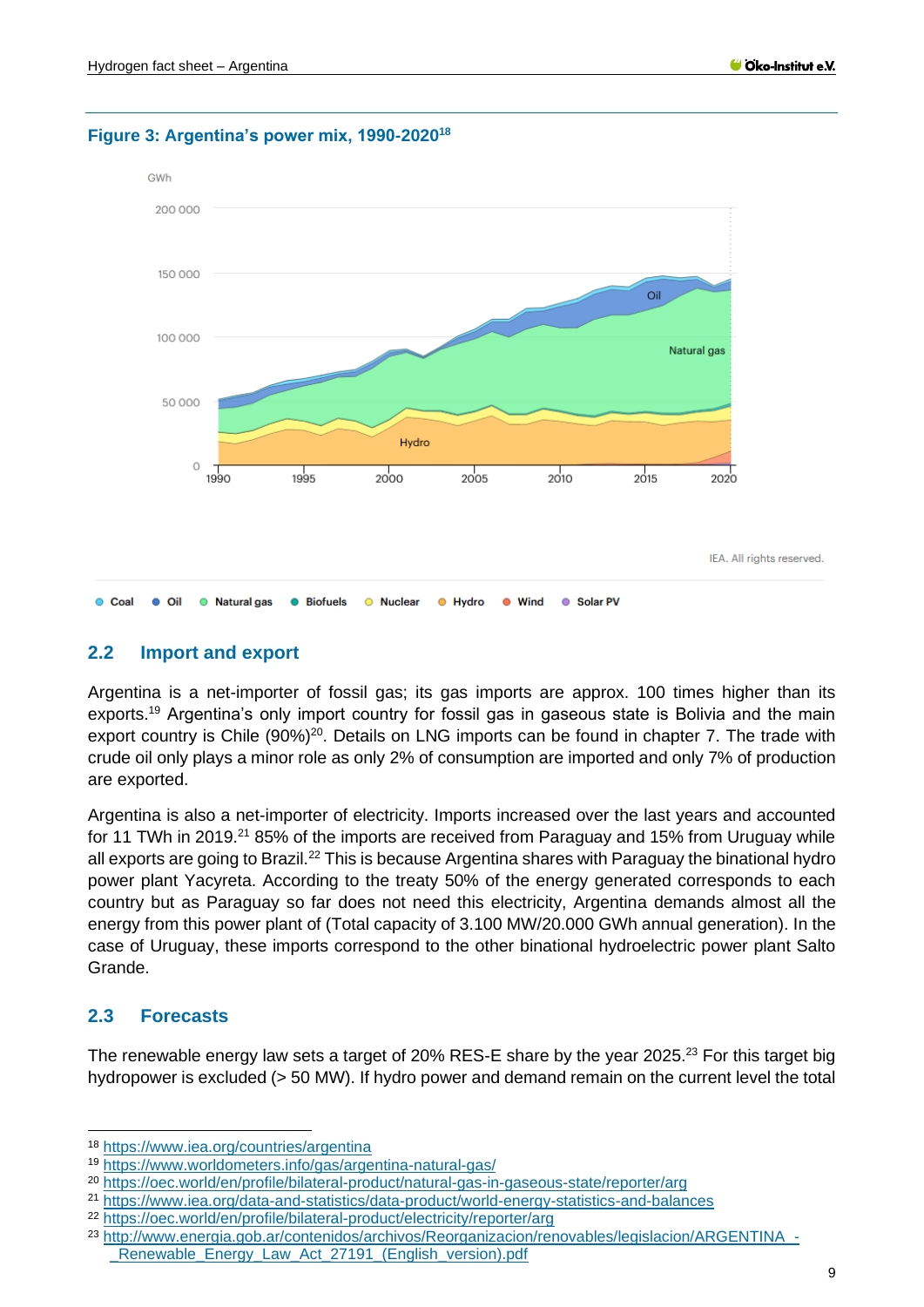**Figure 3: Argentina's power mix, 1990-2020**[18]

## 2.2 Import and export

Argentina is a net-importer of fossil gas; its gas imports are approx. 100 times higher than its exports.[19] Argentina's only import country for fossil gas in gaseous state is Bolivia and the main export country is Chile (90%)[20]. Details on LNG imports can be found in chapter 7. The trade with crude oil only plays a minor role as only 2% of consumption are imported and only 7% of production are exported.

Argentina is also a net-importer of electricity. Imports increased over the last years and accounted for 11 TWh in 2019.[21] 85% of the imports are received from Paraguay and 15% from Uruguay while all exports are going to Brazil.[22] This is because Argentina shares with Paraguay the binational hydro power plant Yacyreta. According to the treaty 50% of the energy generated corresponds to each country but as Paraguay so far does not need this electricity, Argentina demands almost all the energy from this power plant of (Total capacity of 3.100 MW/20.000 GWh annual generation). In the case of Uruguay, these imports correspond to the other binational hydroelectric power plant Salto Grande.

## 2.3 Forecasts

The renewable energy law sets a target of 20% RES-E share by the year 2025.[23] For this target big hydropower is excluded (> 50 MW). If hydro power and demand remain on the current level the total

---

[18] https://www.iea.org/countries/argentina

[19] https://www.worldometers.info/gas/argentina-natural-gas/

[20] https://oec.world/en/profile/bilateral-product/natural-gas-in-gaseous-state/reporter/arg

[21] https://www.iea.org/data-and-statistics/data-product/world-energy-statistics-and-balances

[22] https://oec.world/en/profile/bilateral-product/electricity/reporter/arg

[23] http://www.energia.gob.ar/contenidos/archivos/Reorganizacion/renovables/legislacion/ARGENTINA_-_Renewable_Energy_Law_Act_27191_(English_version).pdf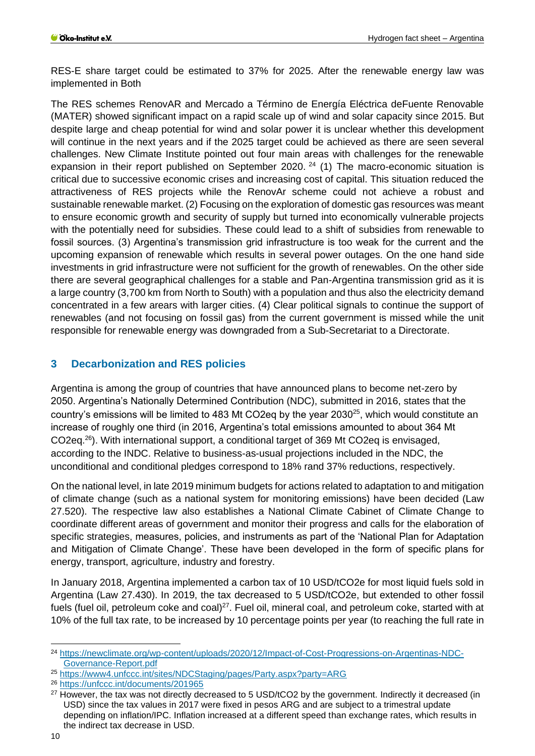RES-E share target could be estimated to 37% for 2025. After the renewable energy law was implemented in Both

The RES schemes RenovAR and Mercado a Término de Energía Eléctrica deFuente Renovable (MATER) showed significant impact on a rapid scale up of wind and solar capacity since 2015. But despite large and cheap potential for wind and solar power it is unclear whether this development will continue in the next years and if the 2025 target could be achieved as there are seen several challenges. New Climate Institute pointed out four main areas with challenges for the renewable expansion in their report published on September 2020. [24] (1) The macro-economic situation is critical due to successive economic crises and increasing cost of capital. This situation reduced the attractiveness of RES projects while the RenovAr scheme could not achieve a robust and sustainable renewable market. (2) Focusing on the exploration of domestic gas resources was meant to ensure economic growth and security of supply but turned into economically vulnerable projects with the potentially need for subsidies. These could lead to a shift of subsidies from renewable to fossil sources. (3) Argentina's transmission grid infrastructure is too weak for the current and the upcoming expansion of renewable which results in several power outages. On the one hand side investments in grid infrastructure were not sufficient for the growth of renewables. On the other side there are several geographical challenges for a stable and Pan-Argentina transmission grid as it is a large country (3,700 km from North to South) with a population and thus also the electricity demand concentrated in a few arears with larger cities. (4) Clear political signals to continue the support of renewables (and not focusing on fossil gas) from the current government is missed while the unit responsible for renewable energy was downgraded from a Sub-Secretariat to a Directorate.

## 3 Decarbonization and RES policies

Argentina is among the group of countries that have announced plans to become net-zero by 2050. Argentina's Nationally Determined Contribution (NDC), submitted in 2016, states that the country's emissions will be limited to 483 Mt CO2eq by the year 2030[25], which would constitute an increase of roughly one third (in 2016, Argentina's total emissions amounted to about 364 Mt CO2eq.[26]). With international support, a conditional target of 369 Mt CO2eq is envisaged, according to the INDC. Relative to business-as-usual projections included in the NDC, the unconditional and conditional pledges correspond to 18% rand 37% reductions, respectively.

On the national level, in late 2019 minimum budgets for actions related to adaptation to and mitigation of climate change (such as a national system for monitoring emissions) have been decided (Law 27.520). The respective law also establishes a National Climate Cabinet of Climate Change to coordinate different areas of government and monitor their progress and calls for the elaboration of specific strategies, measures, policies, and instruments as part of the 'National Plan for Adaptation and Mitigation of Climate Change'. These have been developed in the form of specific plans for energy, transport, agriculture, industry and forestry.

In January 2018, Argentina implemented a carbon tax of 10 USD/tCO2e for most liquid fuels sold in Argentina (Law 27.430). In 2019, the tax decreased to 5 USD/tCO2e, but extended to other fossil fuels (fuel oil, petroleum coke and coal)[27]. Fuel oil, mineral coal, and petroleum coke, started with at 10% of the full tax rate, to be increased by 10 percentage points per year (to reaching the full rate in

---

[24] https://newclimate.org/wp-content/uploads/2020/12/Impact-of-Cost-Progressions-on-Argentinas-NDC-Governance-Report.pdf

[25] https://www4.unfccc.int/sites/NDCStaging/pages/Party.aspx?party=ARG

[26] https://unfccc.int/documents/201965

[27] However, the tax was not directly decreased to 5 USD/tCO2 by the government. Indirectly it decreased (in USD) since the tax values in 2017 were fixed in pesos ARG and are subject to a trimestral update depending on inflation/IPC. Inflation increased at a different speed than exchange rates, which results in the indirect tax decrease in USD.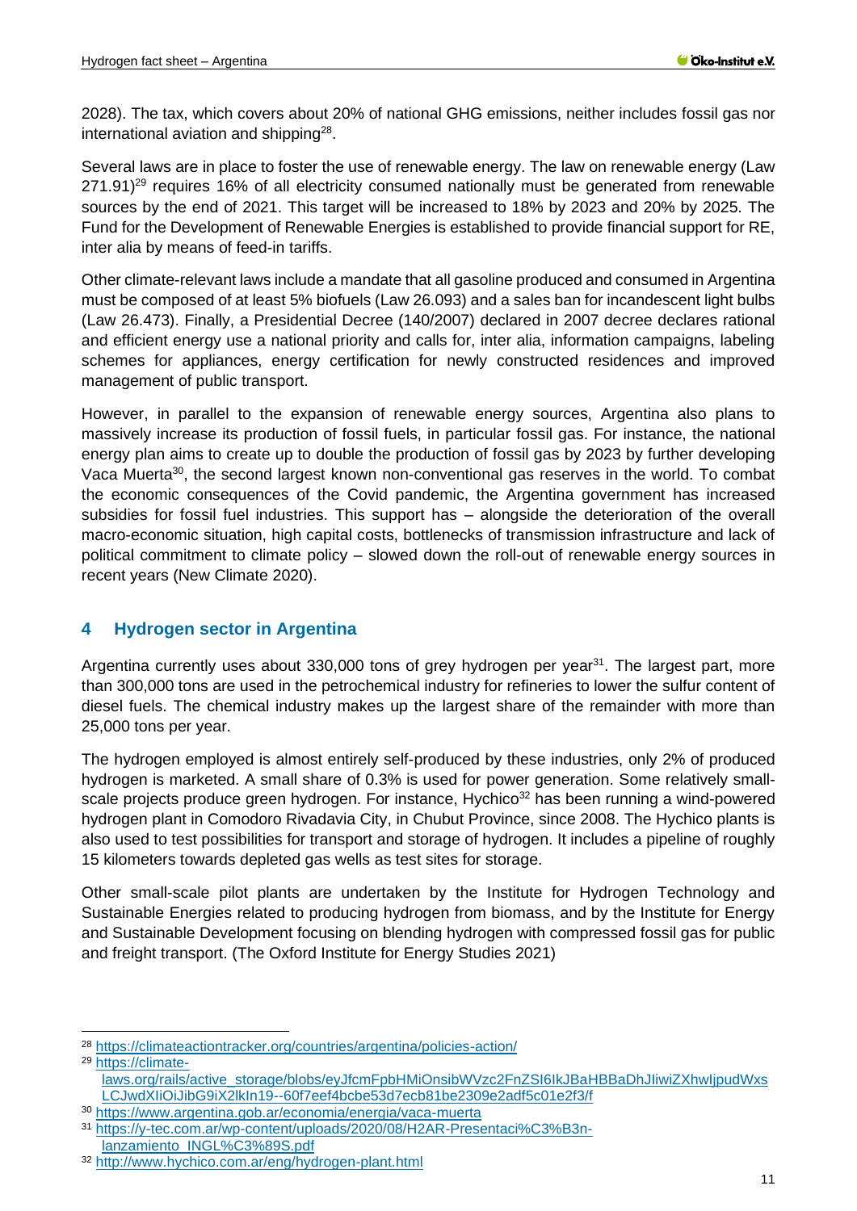2028). The tax, which covers about 20% of national GHG emissions, neither includes fossil gas nor international aviation and shipping[28].

Several laws are in place to foster the use of renewable energy. The law on renewable energy (Law 271.91)[29] requires 16% of all electricity consumed nationally must be generated from renewable sources by the end of 2021. This target will be increased to 18% by 2023 and 20% by 2025. The Fund for the Development of Renewable Energies is established to provide financial support for RE, inter alia by means of feed-in tariffs.

Other climate-relevant laws include a mandate that all gasoline produced and consumed in Argentina must be composed of at least 5% biofuels (Law 26.093) and a sales ban for incandescent light bulbs (Law 26.473). Finally, a Presidential Decree (140/2007) declared in 2007 decree declares rational and efficient energy use a national priority and calls for, inter alia, information campaigns, labeling schemes for appliances, energy certification for newly constructed residences and improved management of public transport.

However, in parallel to the expansion of renewable energy sources, Argentina also plans to massively increase its production of fossil fuels, in particular fossil gas. For instance, the national energy plan aims to create up to double the production of fossil gas by 2023 by further developing Vaca Muerta[30], the second largest known non-conventional gas reserves in the world. To combat the economic consequences of the Covid pandemic, the Argentina government has increased subsidies for fossil fuel industries. This support has – alongside the deterioration of the overall macro-economic situation, high capital costs, bottlenecks of transmission infrastructure and lack of political commitment to climate policy – slowed down the roll-out of renewable energy sources in recent years (New Climate 2020).

## 4 Hydrogen sector in Argentina

Argentina currently uses about 330,000 tons of grey hydrogen per year[31]. The largest part, more than 300,000 tons are used in the petrochemical industry for refineries to lower the sulfur content of diesel fuels. The chemical industry makes up the largest share of the remainder with more than 25,000 tons per year.

The hydrogen employed is almost entirely self-produced by these industries, only 2% of produced hydrogen is marketed. A small share of 0.3% is used for power generation. Some relatively small-scale projects produce green hydrogen. For instance, Hychico[32] has been running a wind-powered hydrogen plant in Comodoro Rivadavia City, in Chubut Province, since 2008. The Hychico plants is also used to test possibilities for transport and storage of hydrogen. It includes a pipeline of roughly 15 kilometers towards depleted gas wells as test sites for storage.

Other small-scale pilot plants are undertaken by the Institute for Hydrogen Technology and Sustainable Energies related to producing hydrogen from biomass, and by the Institute for Energy and Sustainable Development focusing on blending hydrogen with compressed fossil gas for public and freight transport. (The Oxford Institute for Energy Studies 2021)

---

[28] https://climateactiontracker.org/countries/argentina/policies-action/

[29] https://climate-laws.org/rails/active_storage/blobs/eyJfcmFpbHMiOnsibWVzc2FnZSI6IkJBaHBBaDhJIiwiZXhwIjpudWxsLCJwdXIiOiJibG9iX2lkIn19--60f7eef4bcbe53d7ecb81be2309e2adf5c01e2f3/f

[30] https://www.argentina.gob.ar/economia/energia/vaca-muerta

[31] https://y-tec.com.ar/wp-content/uploads/2020/08/H2AR-Presentaci%C3%B3n-lanzamiento_INGL%C3%89S.pdf

[32] http://www.hychico.com.ar/eng/hydrogen-plant.html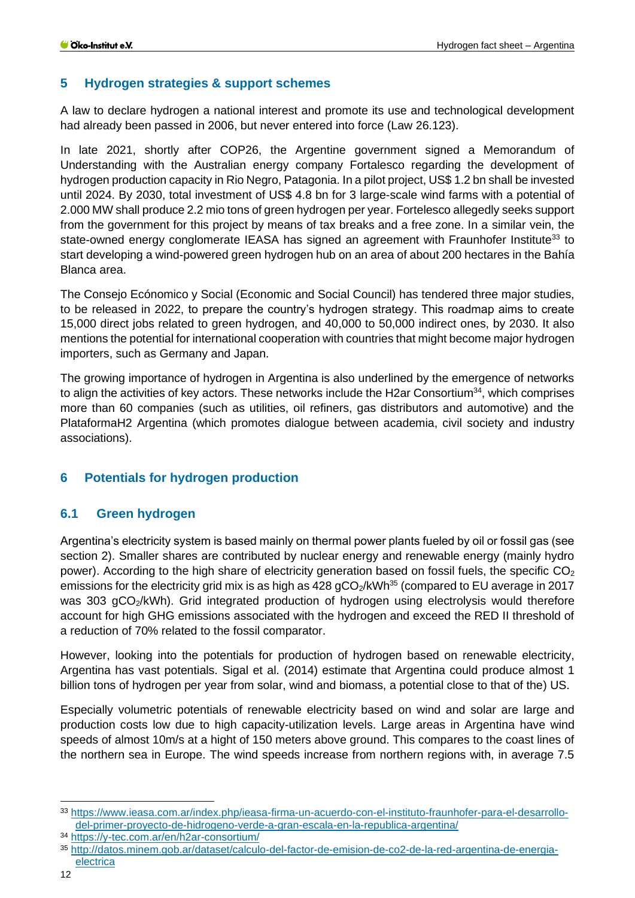## 5 Hydrogen strategies & support schemes

A law to declare hydrogen a national interest and promote its use and technological development had already been passed in 2006, but never entered into force (Law 26.123).

In late 2021, shortly after COP26, the Argentine government signed a Memorandum of Understanding with the Australian energy company Fortalesco regarding the development of hydrogen production capacity in Rio Negro, Patagonia. In a pilot project, US$ 1.2 bn shall be invested until 2024. By 2030, total investment of US$ 4.8 bn for 3 large-scale wind farms with a potential of 2.000 MW shall produce 2.2 mio tons of green hydrogen per year. Fortelesco allegedly seeks support from the government for this project by means of tax breaks and a free zone. In a similar vein, the state-owned energy conglomerate IEASA has signed an agreement with Fraunhofer Institute[33] to start developing a wind-powered green hydrogen hub on an area of about 200 hectares in the Bahía Blanca area.

The Consejo Ecónomico y Social (Economic and Social Council) has tendered three major studies, to be released in 2022, to prepare the country's hydrogen strategy. This roadmap aims to create 15,000 direct jobs related to green hydrogen, and 40,000 to 50,000 indirect ones, by 2030. It also mentions the potential for international cooperation with countries that might become major hydrogen importers, such as Germany and Japan.

The growing importance of hydrogen in Argentina is also underlined by the emergence of networks to align the activities of key actors. These networks include the H2ar Consortium[34], which comprises more than 60 companies (such as utilities, oil refiners, gas distributors and automotive) and the PlataformaH2 Argentina (which promotes dialogue between academia, civil society and industry associations).

## 6 Potentials for hydrogen production

### 6.1 Green hydrogen

Argentina's electricity system is based mainly on thermal power plants fueled by oil or fossil gas (see section 2). Smaller shares are contributed by nuclear energy and renewable energy (mainly hydro power). According to the high share of electricity generation based on fossil fuels, the specific $CO_2$ emissions for the electricity grid mix is as high as 428 $gCO_2/kWh$[35] (compared to EU average in 2017 was 303 $gCO_2/kWh$). Grid integrated production of hydrogen using electrolysis would therefore account for high GHG emissions associated with the hydrogen and exceed the RED II threshold of a reduction of 70% related to the fossil comparator.

However, looking into the potentials for production of hydrogen based on renewable electricity, Argentina has vast potentials. Sigal et al. (2014) estimate that Argentina could produce almost 1 billion tons of hydrogen per year from solar, wind and biomass, a potential close to that of the) US.

Especially volumetric potentials of renewable electricity based on wind and solar are large and production costs low due to high capacity-utilization levels. Large areas in Argentina have wind speeds of almost 10m/s at a hight of 150 meters above ground. This compares to the coast lines of the northern sea in Europe. The wind speeds increase from northern regions with, in average 7.5

[33] https://www.ieasa.com.ar/index.php/ieasa-firma-un-acuerdo-con-el-instituto-fraunhofer-para-el-desarrollo-del-primer-proyecto-de-hidrogeno-verde-a-gran-escala-en-la-republica-argentina/

[34] https://y-tec.com.ar/en/h2ar-consortium/

[35] http://datos.minem.gob.ar/dataset/calculo-del-factor-de-emision-de-co2-de-la-red-argentina-de-energia-electrica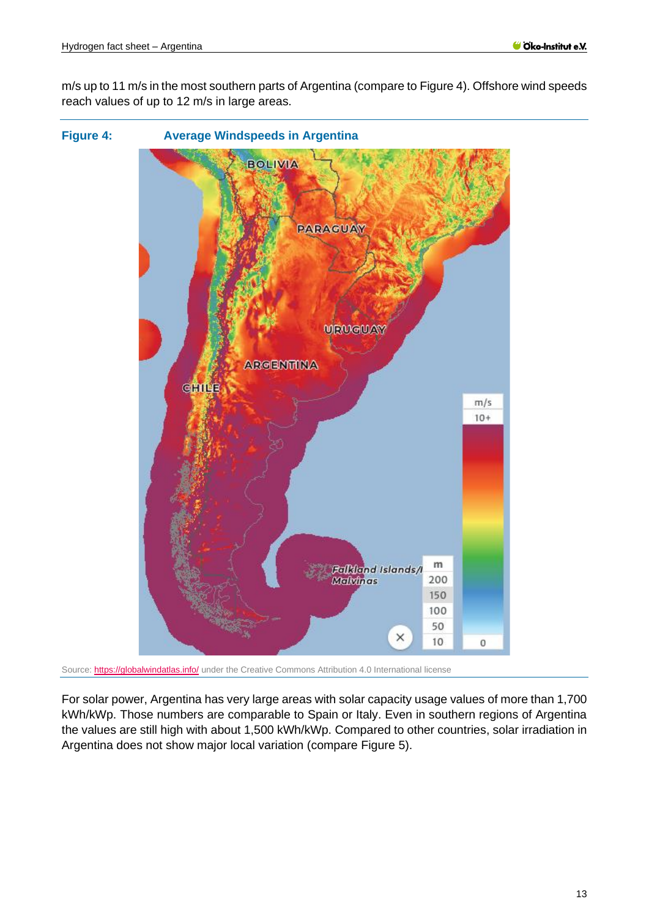m/s up to 11 m/s in the most southern parts of Argentina (compare to Figure 4). Offshore wind speeds reach values of up to 12 m/s in large areas.

**Figure 4: Average Windspeeds in Argentina**

Source: https://globalwindatlas.info/ under the Creative Commons Attribution 4.0 International license

For solar power, Argentina has very large areas with solar capacity usage values of more than 1,700 kWh/kWp. Those numbers are comparable to Spain or Italy. Even in southern regions of Argentina the values are still high with about 1,500 kWh/kWp. Compared to other countries, solar irradiation in Argentina does not show major local variation (compare Figure 5).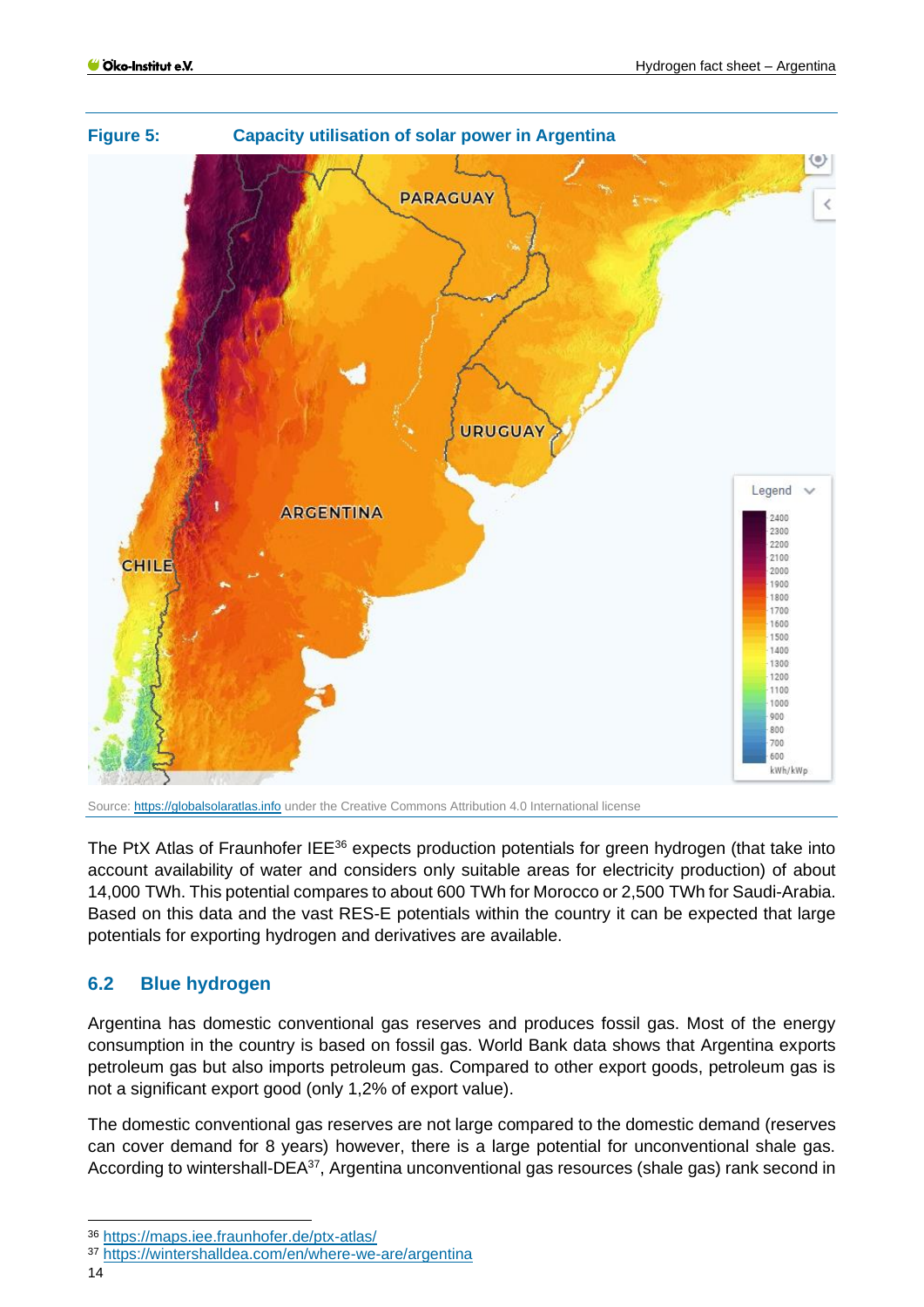**Figure 5: Capacity utilisation of solar power in Argentina**

Source: https://globalsolaratlas.info under the Creative Commons Attribution 4.0 International license

The PtX Atlas of Fraunhofer IEE[36] expects production potentials for green hydrogen (that take into account availability of water and considers only suitable areas for electricity production) of about 14,000 TWh. This potential compares to about 600 TWh for Morocco or 2,500 TWh for Saudi-Arabia. Based on this data and the vast RES-E potentials within the country it can be expected that large potentials for exporting hydrogen and derivatives are available.

## 6.2 Blue hydrogen

Argentina has domestic conventional gas reserves and produces fossil gas. Most of the energy consumption in the country is based on fossil gas. World Bank data shows that Argentina exports petroleum gas but also imports petroleum gas. Compared to other export goods, petroleum gas is not a significant export good (only 1,2% of export value).

The domestic conventional gas reserves are not large compared to the domestic demand (reserves can cover demand for 8 years) however, there is a large potential for unconventional shale gas. According to wintershall-DEA[37], Argentina unconventional gas resources (shale gas) rank second in

[36] https://maps.iee.fraunhofer.de/ptx-atlas/

[37] https://wintershalldea.com/en/where-we-are/argentina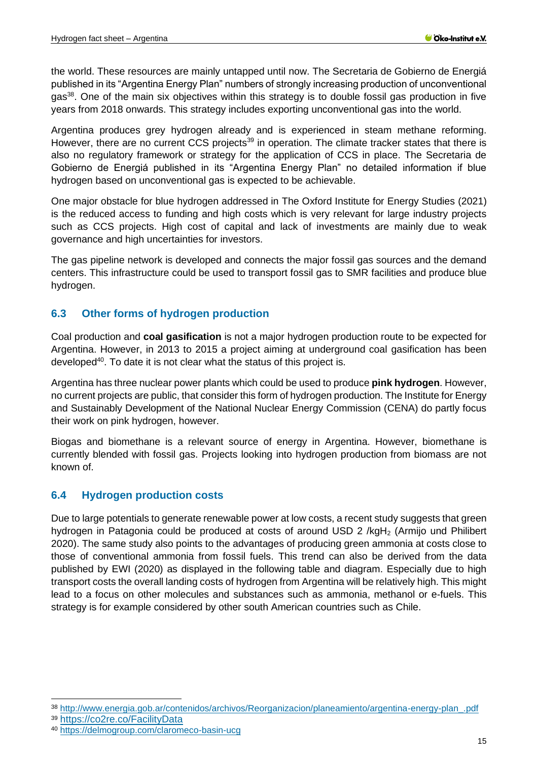the world. These resources are mainly untapped until now. The Secretaria de Gobierno de Energiá published in its "Argentina Energy Plan" numbers of strongly increasing production of unconventional gas[38]. One of the main six objectives within this strategy is to double fossil gas production in five years from 2018 onwards. This strategy includes exporting unconventional gas into the world.

Argentina produces grey hydrogen already and is experienced in steam methane reforming. However, there are no current CCS projects[39] in operation. The climate tracker states that there is also no regulatory framework or strategy for the application of CCS in place. The Secretaria de Gobierno de Energiá published in its "Argentina Energy Plan" no detailed information if blue hydrogen based on unconventional gas is expected to be achievable.

One major obstacle for blue hydrogen addressed in The Oxford Institute for Energy Studies (2021) is the reduced access to funding and high costs which is very relevant for large industry projects such as CCS projects. High cost of capital and lack of investments are mainly due to weak governance and high uncertainties for investors.

The gas pipeline network is developed and connects the major fossil gas sources and the demand centers. This infrastructure could be used to transport fossil gas to SMR facilities and produce blue hydrogen.

## 6.3 Other forms of hydrogen production

Coal production and **coal gasification** is not a major hydrogen production route to be expected for Argentina. However, in 2013 to 2015 a project aiming at underground coal gasification has been developed[40]. To date it is not clear what the status of this project is.

Argentina has three nuclear power plants which could be used to produce **pink hydrogen**. However, no current projects are public, that consider this form of hydrogen production. The Institute for Energy and Sustainably Development of the National Nuclear Energy Commission (CENA) do partly focus their work on pink hydrogen, however.

Biogas and biomethane is a relevant source of energy in Argentina. However, biomethane is currently blended with fossil gas. Projects looking into hydrogen production from biomass are not known of.

## 6.4 Hydrogen production costs

Due to large potentials to generate renewable power at low costs, a recent study suggests that green hydrogen in Patagonia could be produced at costs of around USD 2 /kg$H_2$ (Armijo und Philibert 2020). The same study also points to the advantages of producing green ammonia at costs close to those of conventional ammonia from fossil fuels. This trend can also be derived from the data published by EWI (2020) as displayed in the following table and diagram. Especially due to high transport costs the overall landing costs of hydrogen from Argentina will be relatively high. This might lead to a focus on other molecules and substances such as ammonia, methanol or e-fuels. This strategy is for example considered by other south American countries such as Chile.

---

[38] http://www.energia.gob.ar/contenidos/archivos/Reorganizacion/planeamiento/argentina-energy-plan_.pdf

[39] https://co2re.co/FacilityData

[40] https://delmogroup.com/claromeco-basin-ucg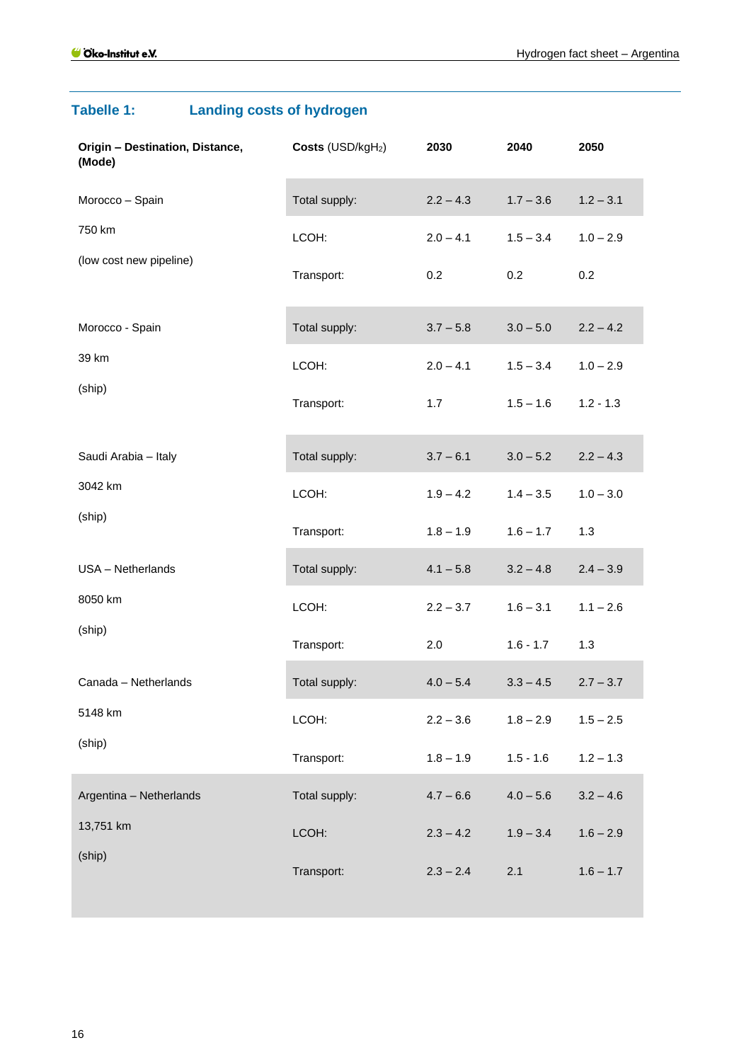**Tabelle 1: Landing costs of hydrogen**

| Origin – Destination, Distance, (Mode) | Costs (USD/kg$H_2$) | 2030 | 2040 | 2050 |
|---|---|---|---|---|
| Morocco – Spain<br>750 km<br>(low cost new pipeline) | Total supply: | 2.2 – 4.3 | 1.7 – 3.6 | 1.2 – 3.1 |
| | LCOH: | 2.0 – 4.1 | 1.5 – 3.4 | 1.0 – 2.9 |
| | Transport: | 0.2 | 0.2 | 0.2 |
| Morocco - Spain<br>39 km<br>(ship) | Total supply: | 3.7 – 5.8 | 3.0 – 5.0 | 2.2 – 4.2 |
| | LCOH: | 2.0 – 4.1 | 1.5 – 3.4 | 1.0 – 2.9 |
| | Transport: | 1.7 | 1.5 – 1.6 | 1.2 - 1.3 |
| Saudi Arabia – Italy<br>3042 km<br>(ship) | Total supply: | 3.7 – 6.1 | 3.0 – 5.2 | 2.2 – 4.3 |
| | LCOH: | 1.9 – 4.2 | 1.4 – 3.5 | 1.0 – 3.0 |
| | Transport: | 1.8 – 1.9 | 1.6 – 1.7 | 1.3 |
| USA – Netherlands<br>8050 km<br>(ship) | Total supply: | 4.1 – 5.8 | 3.2 – 4.8 | 2.4 – 3.9 |
| | LCOH: | 2.2 – 3.7 | 1.6 – 3.1 | 1.1 – 2.6 |
| | Transport: | 2.0 | 1.6 - 1.7 | 1.3 |
| Canada – Netherlands<br>5148 km<br>(ship) | Total supply: | 4.0 – 5.4 | 3.3 – 4.5 | 2.7 – 3.7 |
| | LCOH: | 2.2 – 3.6 | 1.8 – 2.9 | 1.5 – 2.5 |
| | Transport: | 1.8 – 1.9 | 1.5 - 1.6 | 1.2 – 1.3 |
| Argentina – Netherlands<br>13,751 km<br>(ship) | Total supply: | 4.7 – 6.6 | 4.0 – 5.6 | 3.2 – 4.6 |
| | LCOH: | 2.3 – 4.2 | 1.9 – 3.4 | 1.6 – 2.9 |
| | Transport: | 2.3 – 2.4 | 2.1 | 1.6 – 1.7 |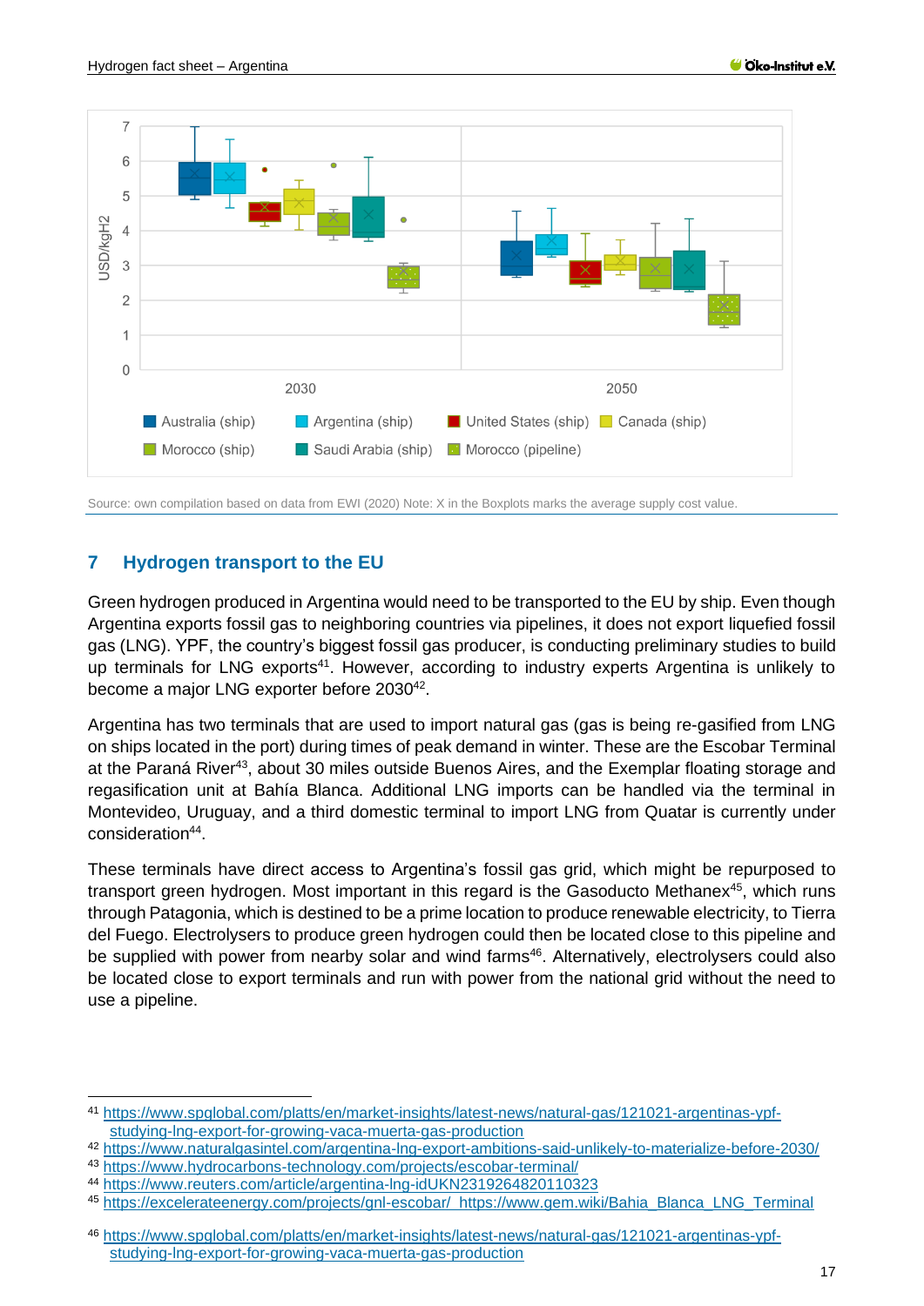Source: own compilation based on data from EWI (2020) Note: X in the Boxplots marks the average supply cost value.

## 7 Hydrogen transport to the EU

Green hydrogen produced in Argentina would need to be transported to the EU by ship. Even though Argentina exports fossil gas to neighboring countries via pipelines, it does not export liquefied fossil gas (LNG). YPF, the country's biggest fossil gas producer, is conducting preliminary studies to build up terminals for LNG exports[41]. However, according to industry experts Argentina is unlikely to become a major LNG exporter before 2030[42].

Argentina has two terminals that are used to import natural gas (gas is being re-gasified from LNG on ships located in the port) during times of peak demand in winter. These are the Escobar Terminal at the Paraná River[43], about 30 miles outside Buenos Aires, and the Exemplar floating storage and regasification unit at Bahía Blanca. Additional LNG imports can be handled via the terminal in Montevideo, Uruguay, and a third domestic terminal to import LNG from Quatar is currently under consideration[44].

These terminals have direct access to Argentina's fossil gas grid, which might be repurposed to transport green hydrogen. Most important in this regard is the Gasoducto Methanex[45], which runs through Patagonia, which is destined to be a prime location to produce renewable electricity, to Tierra del Fuego. Electrolysers to produce green hydrogen could then be located close to this pipeline and be supplied with power from nearby solar and wind farms[46]. Alternatively, electrolysers could also be located close to export terminals and run with power from the national grid without the need to use a pipeline.

---

[41] https://www.spglobal.com/platts/en/market-insights/latest-news/natural-gas/121021-argentinas-ypf-studying-lng-export-for-growing-vaca-muerta-gas-production

[42] https://www.naturalgasintel.com/argentina-lng-export-ambitions-said-unlikely-to-materialize-before-2030/

[43] https://www.hydrocarbons-technology.com/projects/escobar-terminal/

[44] https://www.reuters.com/article/argentina-lng-idUKN2319264820110323

[45] https://excelerateenergy.com/projects/gnl-escobar/ https://www.gem.wiki/Bahia_Blanca_LNG_Terminal

[46] https://www.spglobal.com/platts/en/market-insights/latest-news/natural-gas/121021-argentinas-ypf-studying-lng-export-for-growing-vaca-muerta-gas-production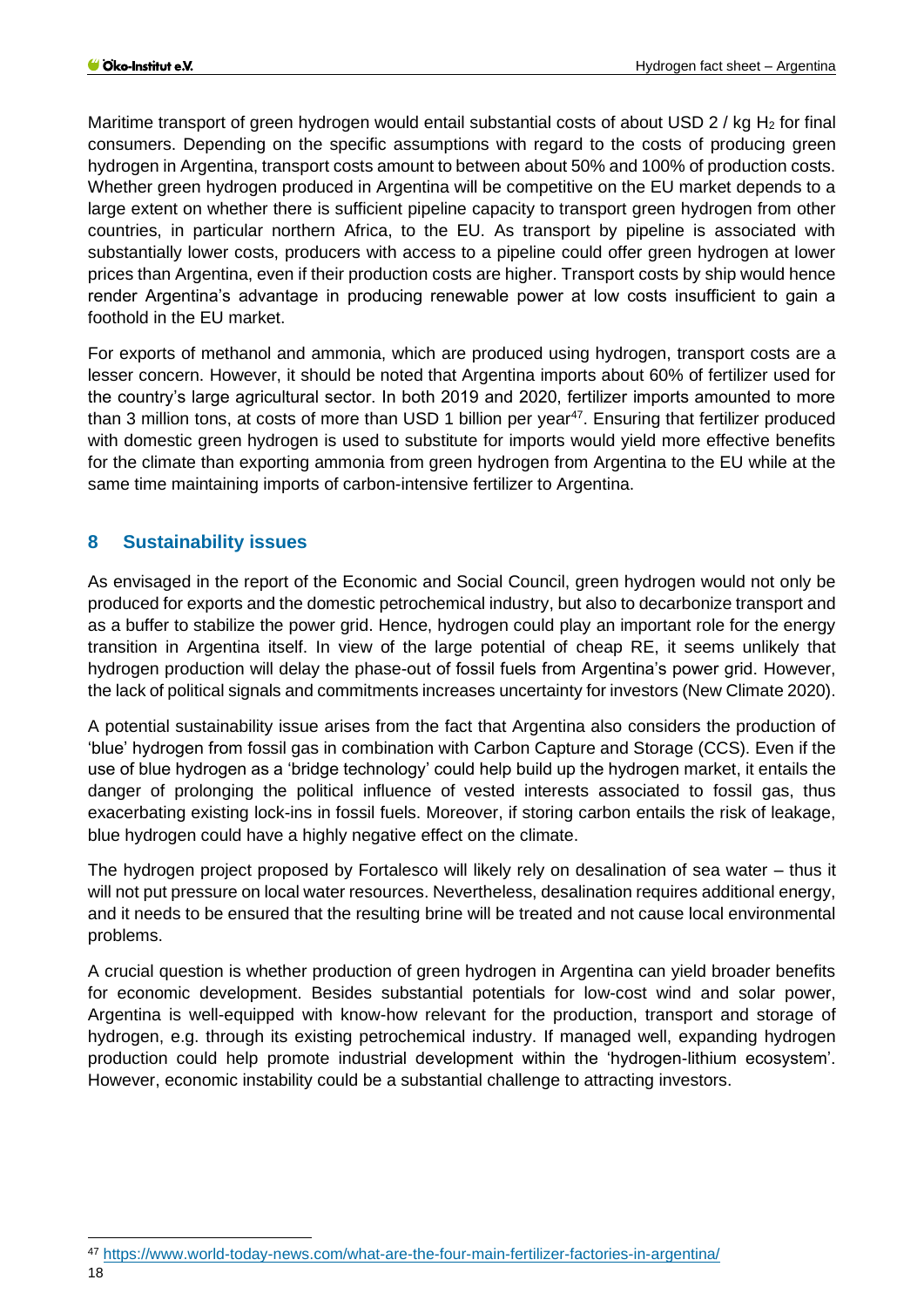Maritime transport of green hydrogen would entail substantial costs of about USD 2 / kg $H_2$ for final consumers. Depending on the specific assumptions with regard to the costs of producing green hydrogen in Argentina, transport costs amount to between about 50% and 100% of production costs. Whether green hydrogen produced in Argentina will be competitive on the EU market depends to a large extent on whether there is sufficient pipeline capacity to transport green hydrogen from other countries, in particular northern Africa, to the EU. As transport by pipeline is associated with substantially lower costs, producers with access to a pipeline could offer green hydrogen at lower prices than Argentina, even if their production costs are higher. Transport costs by ship would hence render Argentina's advantage in producing renewable power at low costs insufficient to gain a foothold in the EU market.

For exports of methanol and ammonia, which are produced using hydrogen, transport costs are a lesser concern. However, it should be noted that Argentina imports about 60% of fertilizer used for the country's large agricultural sector. In both 2019 and 2020, fertilizer imports amounted to more than 3 million tons, at costs of more than USD 1 billion per year[47]. Ensuring that fertilizer produced with domestic green hydrogen is used to substitute for imports would yield more effective benefits for the climate than exporting ammonia from green hydrogen from Argentina to the EU while at the same time maintaining imports of carbon-intensive fertilizer to Argentina.

## 8 Sustainability issues

As envisaged in the report of the Economic and Social Council, green hydrogen would not only be produced for exports and the domestic petrochemical industry, but also to decarbonize transport and as a buffer to stabilize the power grid. Hence, hydrogen could play an important role for the energy transition in Argentina itself. In view of the large potential of cheap RE, it seems unlikely that hydrogen production will delay the phase-out of fossil fuels from Argentina's power grid. However, the lack of political signals and commitments increases uncertainty for investors (New Climate 2020).

A potential sustainability issue arises from the fact that Argentina also considers the production of 'blue' hydrogen from fossil gas in combination with Carbon Capture and Storage (CCS). Even if the use of blue hydrogen as a 'bridge technology' could help build up the hydrogen market, it entails the danger of prolonging the political influence of vested interests associated to fossil gas, thus exacerbating existing lock-ins in fossil fuels. Moreover, if storing carbon entails the risk of leakage, blue hydrogen could have a highly negative effect on the climate.

The hydrogen project proposed by Fortalesco will likely rely on desalination of sea water – thus it will not put pressure on local water resources. Nevertheless, desalination requires additional energy, and it needs to be ensured that the resulting brine will be treated and not cause local environmental problems.

A crucial question is whether production of green hydrogen in Argentina can yield broader benefits for economic development. Besides substantial potentials for low-cost wind and solar power, Argentina is well-equipped with know-how relevant for the production, transport and storage of hydrogen, e.g. through its existing petrochemical industry. If managed well, expanding hydrogen production could help promote industrial development within the 'hydrogen-lithium ecosystem'. However, economic instability could be a substantial challenge to attracting investors.

---

[47] https://www.world-today-news.com/what-are-the-four-main-fertilizer-factories-in-argentina/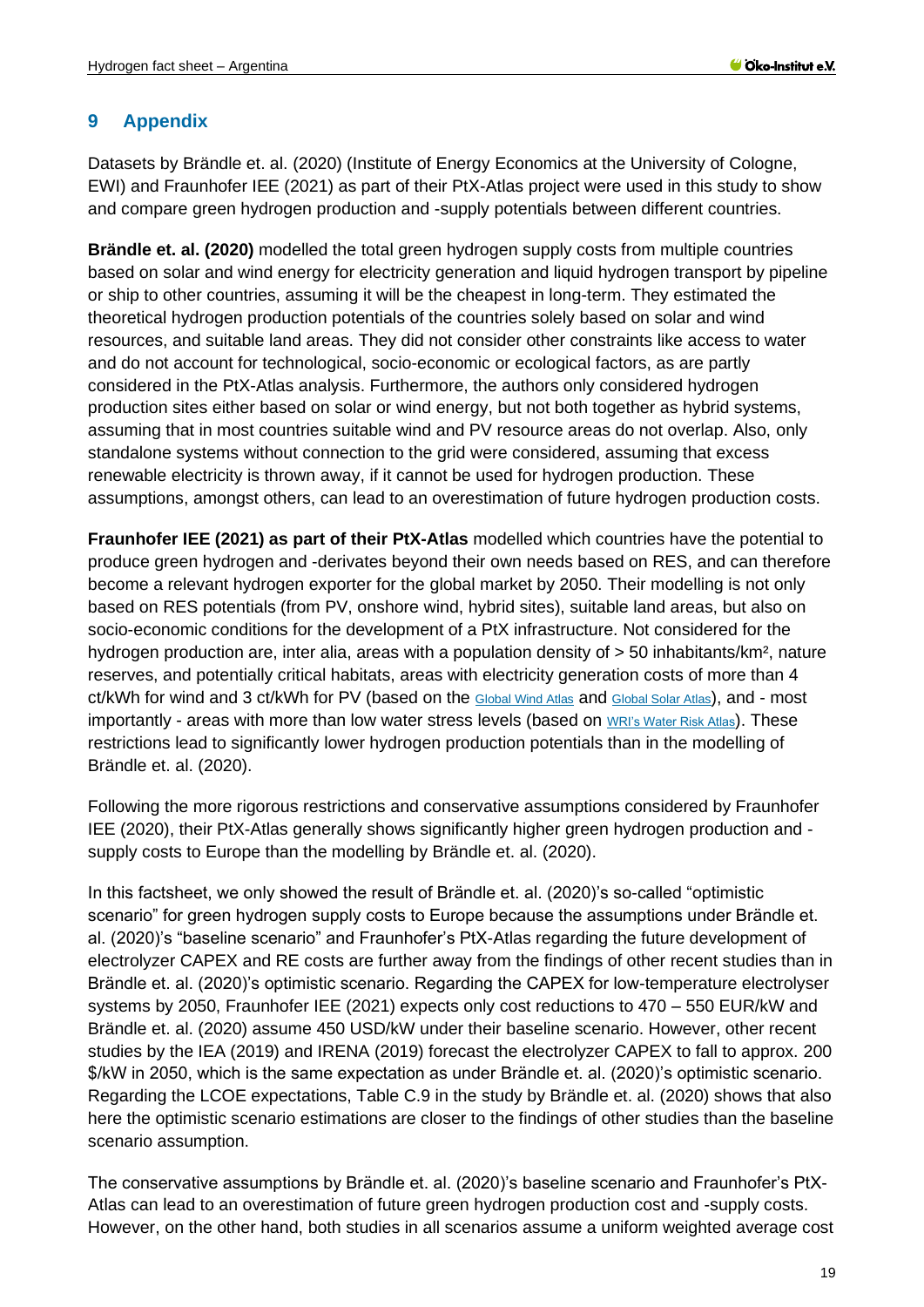## 9 Appendix

Datasets by Brändle et. al. (2020) (Institute of Energy Economics at the University of Cologne, EWI) and Fraunhofer IEE (2021) as part of their PtX-Atlas project were used in this study to show and compare green hydrogen production and -supply potentials between different countries.

**Brändle et. al. (2020)** modelled the total green hydrogen supply costs from multiple countries based on solar and wind energy for electricity generation and liquid hydrogen transport by pipeline or ship to other countries, assuming it will be the cheapest in long-term. They estimated the theoretical hydrogen production potentials of the countries solely based on solar and wind resources, and suitable land areas. They did not consider other constraints like access to water and do not account for technological, socio-economic or ecological factors, as are partly considered in the PtX-Atlas analysis. Furthermore, the authors only considered hydrogen production sites either based on solar or wind energy, but not both together as hybrid systems, assuming that in most countries suitable wind and PV resource areas do not overlap. Also, only standalone systems without connection to the grid were considered, assuming that excess renewable electricity is thrown away, if it cannot be used for hydrogen production. These assumptions, amongst others, can lead to an overestimation of future hydrogen production costs.

**Fraunhofer IEE (2021) as part of their PtX-Atlas** modelled which countries have the potential to produce green hydrogen and -derivates beyond their own needs based on RES, and can therefore become a relevant hydrogen exporter for the global market by 2050. Their modelling is not only based on RES potentials (from PV, onshore wind, hybrid sites), suitable land areas, but also on socio-economic conditions for the development of a PtX infrastructure. Not considered for the hydrogen production are, inter alia, areas with a population density of > 50 inhabitants/km², nature reserves, and potentially critical habitats, areas with electricity generation costs of more than 4 ct/kWh for wind and 3 ct/kWh for PV (based on the Global Wind Atlas and Global Solar Atlas), and - most importantly - areas with more than low water stress levels (based on WRI's Water Risk Atlas). These restrictions lead to significantly lower hydrogen production potentials than in the modelling of Brändle et. al. (2020).

Following the more rigorous restrictions and conservative assumptions considered by Fraunhofer IEE (2020), their PtX-Atlas generally shows significantly higher green hydrogen production and -supply costs to Europe than the modelling by Brändle et. al. (2020).

In this factsheet, we only showed the result of Brändle et. al. (2020)'s so-called "optimistic scenario" for green hydrogen supply costs to Europe because the assumptions under Brändle et. al. (2020)'s "baseline scenario" and Fraunhofer's PtX-Atlas regarding the future development of electrolyzer CAPEX and RE costs are further away from the findings of other recent studies than in Brändle et. al. (2020)'s optimistic scenario. Regarding the CAPEX for low-temperature electrolyser systems by 2050, Fraunhofer IEE (2021) expects only cost reductions to 470 – 550 EUR/kW and Brändle et. al. (2020) assume 450 USD/kW under their baseline scenario. However, other recent studies by the IEA (2019) and IRENA (2019) forecast the electrolyzer CAPEX to fall to approx. 200 $/kW in 2050, which is the same expectation as under Brändle et. al. (2020)'s optimistic scenario. Regarding the LCOE expectations, Table C.9 in the study by Brändle et. al. (2020) shows that also here the optimistic scenario estimations are closer to the findings of other studies than the baseline scenario assumption.

The conservative assumptions by Brändle et. al. (2020)'s baseline scenario and Fraunhofer's PtX-Atlas can lead to an overestimation of future green hydrogen production cost and -supply costs. However, on the other hand, both studies in all scenarios assume a uniform weighted average cost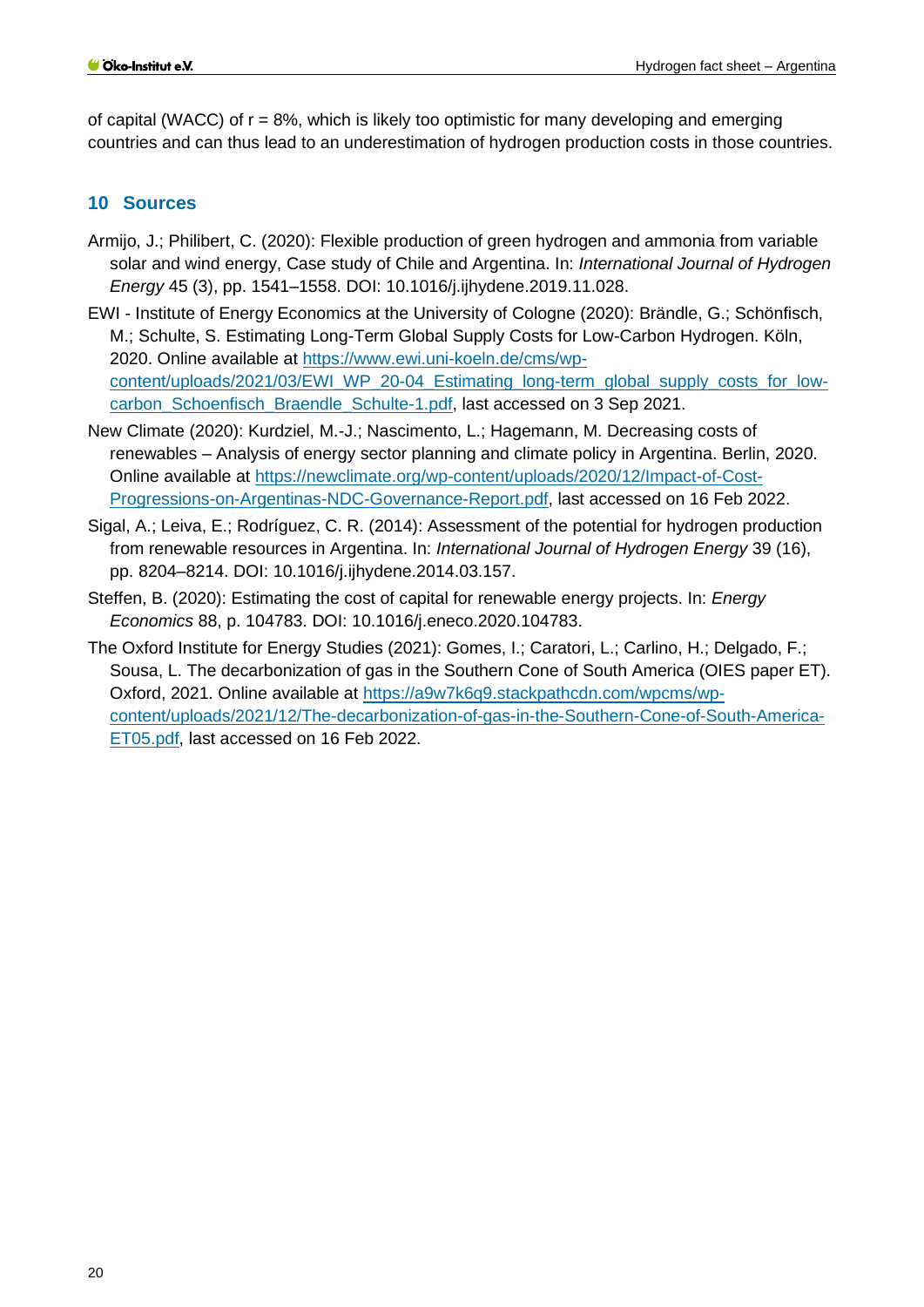of capital (WACC) of r = 8%, which is likely too optimistic for many developing and emerging countries and can thus lead to an underestimation of hydrogen production costs in those countries.

## 10 Sources

Armijo, J.; Philibert, C. (2020): Flexible production of green hydrogen and ammonia from variable solar and wind energy, Case study of Chile and Argentina. In: *International Journal of Hydrogen Energy* 45 (3), pp. 1541–1558. DOI: 10.1016/j.ijhydene.2019.11.028.

EWI - Institute of Energy Economics at the University of Cologne (2020): Brändle, G.; Schönfisch, M.; Schulte, S. Estimating Long-Term Global Supply Costs for Low-Carbon Hydrogen. Köln, 2020. Online available at https://www.ewi.uni-koeln.de/cms/wp-content/uploads/2021/03/EWI_WP_20-04_Estimating_long-term_global_supply_costs_for_low-carbon_Schoenfisch_Braendle_Schulte-1.pdf, last accessed on 3 Sep 2021.

New Climate (2020): Kurdziel, M.-J.; Nascimento, L.; Hagemann, M. Decreasing costs of renewables – Analysis of energy sector planning and climate policy in Argentina. Berlin, 2020. Online available at https://newclimate.org/wp-content/uploads/2020/12/Impact-of-Cost-Progressions-on-Argentinas-NDC-Governance-Report.pdf, last accessed on 16 Feb 2022.

Sigal, A.; Leiva, E.; Rodríguez, C. R. (2014): Assessment of the potential for hydrogen production from renewable resources in Argentina. In: *International Journal of Hydrogen Energy* 39 (16), pp. 8204–8214. DOI: 10.1016/j.ijhydene.2014.03.157.

Steffen, B. (2020): Estimating the cost of capital for renewable energy projects. In: *Energy Economics* 88, p. 104783. DOI: 10.1016/j.eneco.2020.104783.

The Oxford Institute for Energy Studies (2021): Gomes, I.; Caratori, L.; Carlino, H.; Delgado, F.; Sousa, L. The decarbonization of gas in the Southern Cone of South America (OIES paper ET). Oxford, 2021. Online available at https://a9w7k6q9.stackpathcdn.com/wpcms/wp-content/uploads/2021/12/The-decarbonization-of-gas-in-the-Southern-Cone-of-South-America-ET05.pdf, last accessed on 16 Feb 2022.